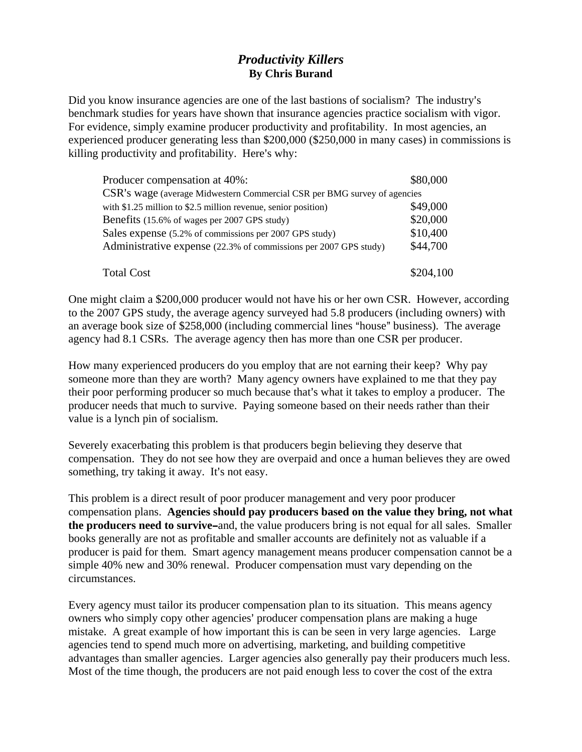# *Productivity Killers*

**By Chris Burand**

Did you know insurance agencies are one of the last bastions of socialism? The industry's benchmark studies for years have shown that insurance agencies practice socialism with vigor. For evidence, simply examine producer productivity and profitability. In most agencies, an experienced producer generating less than $200,000 ($250,000 in many cases) in commissions is killing productivity and profitability. Here's why:

| | |
|---|---|
| Producer compensation at 40%: | $80,000 |
| CSR's wage (average Midwestern Commercial CSR per BMG survey of agencies with $1.25 million to $2.5 million revenue, senior position) | $49,000 |
| Benefits (15.6% of wages per 2007 GPS study) | $20,000 |
| Sales expense (5.2% of commissions per 2007 GPS study) | $10,400 |
| Administrative expense (22.3% of commissions per 2007 GPS study) | $44,700 |
| Total Cost | $204,100 |

One might claim a $200,000 producer would not have his or her own CSR. However, according to the 2007 GPS study, the average agency surveyed had 5.8 producers (including owners) with an average book size of $258,000 (including commercial lines "house" business). The average agency had 8.1 CSRs. The average agency then has more than one CSR per producer.

How many experienced producers do you employ that are not earning their keep? Why pay someone more than they are worth? Many agency owners have explained to me that they pay their poor performing producer so much because that's what it takes to employ a producer. The producer needs that much to survive. Paying someone based on their needs rather than their value is a lynch pin of socialism.

Severely exacerbating this problem is that producers begin believing they deserve that compensation. They do not see how they are overpaid and once a human believes they are owed something, try taking it away. It's not easy.

This problem is a direct result of poor producer management and very poor producer compensation plans. **Agencies should pay producers based on the value they bring, not what the producers need to survive–**and, the value producers bring is not equal for all sales. Smaller books generally are not as profitable and smaller accounts are definitely not as valuable if a producer is paid for them. Smart agency management means producer compensation cannot be a simple 40% new and 30% renewal. Producer compensation must vary depending on the circumstances.

Every agency must tailor its producer compensation plan to its situation. This means agency owners who simply copy other agencies' producer compensation plans are making a huge mistake. A great example of how important this is can be seen in very large agencies. Large agencies tend to spend much more on advertising, marketing, and building competitive advantages than smaller agencies. Larger agencies also generally pay their producers much less. Most of the time though, the producers are not paid enough less to cover the cost of the extra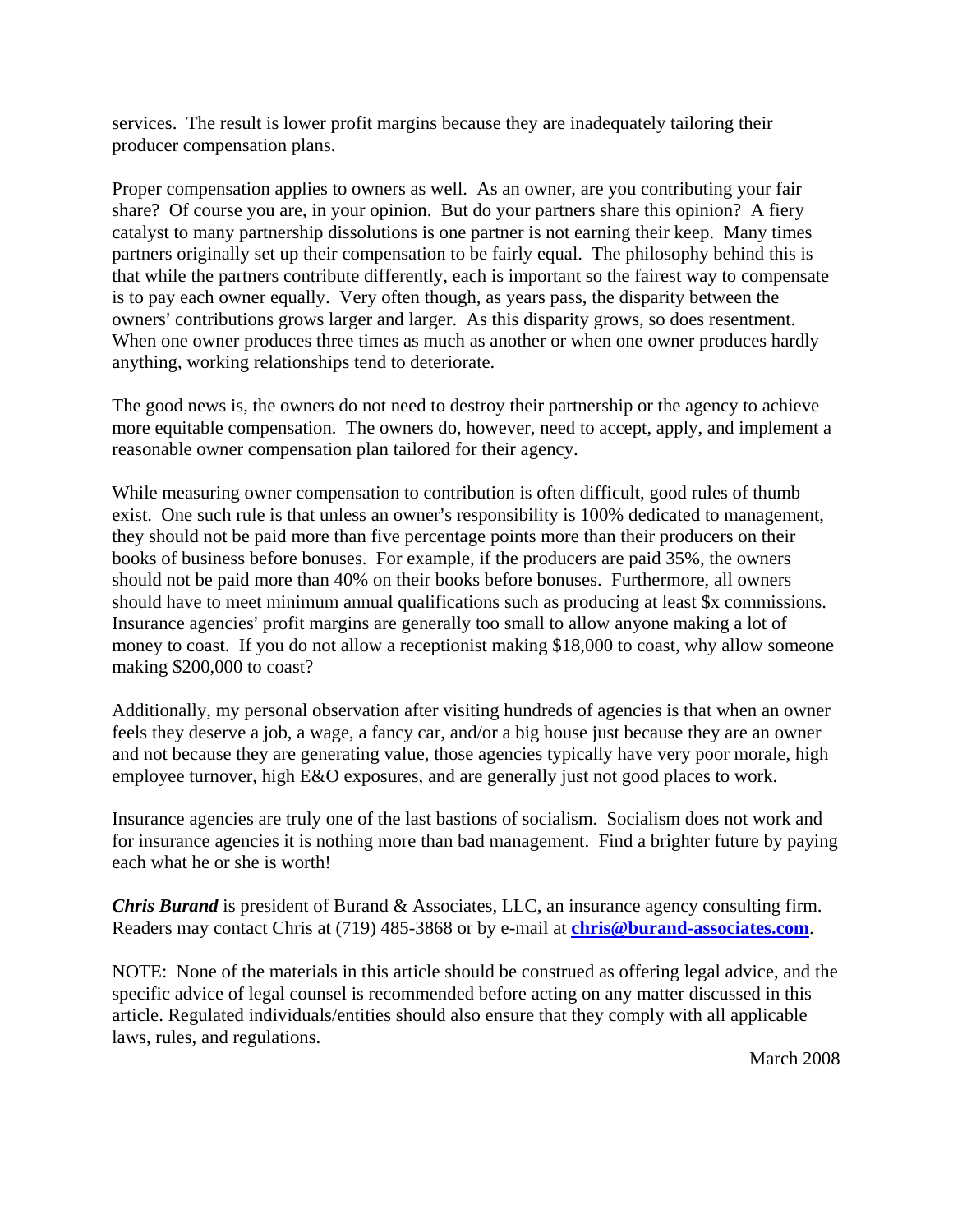services. The result is lower profit margins because they are inadequately tailoring their producer compensation plans.

Proper compensation applies to owners as well. As an owner, are you contributing your fair share? Of course you are, in your opinion. But do your partners share this opinion? A fiery catalyst to many partnership dissolutions is one partner is not earning their keep. Many times partners originally set up their compensation to be fairly equal. The philosophy behind this is that while the partners contribute differently, each is important so the fairest way to compensate is to pay each owner equally. Very often though, as years pass, the disparity between the owners' contributions grows larger and larger. As this disparity grows, so does resentment. When one owner produces three times as much as another or when one owner produces hardly anything, working relationships tend to deteriorate.

The good news is, the owners do not need to destroy their partnership or the agency to achieve more equitable compensation. The owners do, however, need to accept, apply, and implement a reasonable owner compensation plan tailored for their agency.

While measuring owner compensation to contribution is often difficult, good rules of thumb exist. One such rule is that unless an owner's responsibility is 100% dedicated to management, they should not be paid more than five percentage points more than their producers on their books of business before bonuses. For example, if the producers are paid 35%, the owners should not be paid more than 40% on their books before bonuses. Furthermore, all owners should have to meet minimum annual qualifications such as producing at least $x commissions. Insurance agencies' profit margins are generally too small to allow anyone making a lot of money to coast. If you do not allow a receptionist making $18,000 to coast, why allow someone making $200,000 to coast?

Additionally, my personal observation after visiting hundreds of agencies is that when an owner feels they deserve a job, a wage, a fancy car, and/or a big house just because they are an owner and not because they are generating value, those agencies typically have very poor morale, high employee turnover, high E&O exposures, and are generally just not good places to work.

Insurance agencies are truly one of the last bastions of socialism. Socialism does not work and for insurance agencies it is nothing more than bad management. Find a brighter future by paying each what he or she is worth!

***Chris Burand*** is president of Burand & Associates, LLC, an insurance agency consulting firm. Readers may contact Chris at (719) 485-3868 or by e-mail at **chris@burand-associates.com**.

NOTE: None of the materials in this article should be construed as offering legal advice, and the specific advice of legal counsel is recommended before acting on any matter discussed in this article. Regulated individuals/entities should also ensure that they comply with all applicable laws, rules, and regulations.

March 2008